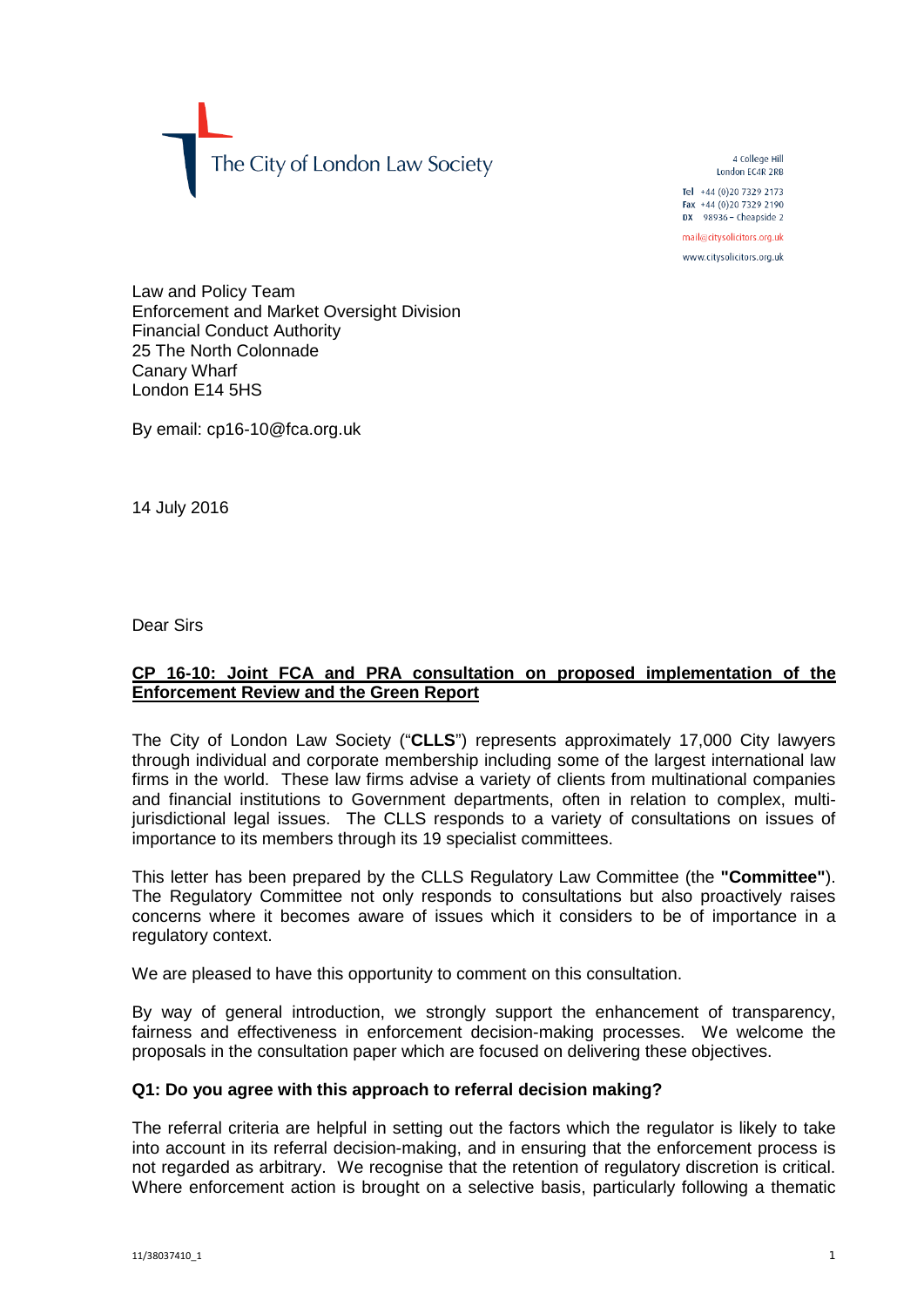The City of London Law Society

4 College Hill
London EC4R 2RB

Tel +44 (0)20 7329 2173
Fax +44 (0)20 7329 2190
DX 98936 – Cheapside 2

mail@citysolicitors.org.uk

www.citysolicitors.org.uk

Law and Policy Team
Enforcement and Market Oversight Division
Financial Conduct Authority
25 The North Colonnade
Canary Wharf
London E14 5HS

By email: cp16-10@fca.org.uk

14 July 2016

Dear Sirs

**CP 16-10: Joint FCA and PRA consultation on proposed implementation of the Enforcement Review and the Green Report**

The City of London Law Society ("**CLLS**") represents approximately 17,000 City lawyers through individual and corporate membership including some of the largest international law firms in the world. These law firms advise a variety of clients from multinational companies and financial institutions to Government departments, often in relation to complex, multi-jurisdictional legal issues. The CLLS responds to a variety of consultations on issues of importance to its members through its 19 specialist committees.

This letter has been prepared by the CLLS Regulatory Law Committee (the **"Committee"**). The Regulatory Committee not only responds to consultations but also proactively raises concerns where it becomes aware of issues which it considers to be of importance in a regulatory context.

We are pleased to have this opportunity to comment on this consultation.

By way of general introduction, we strongly support the enhancement of transparency, fairness and effectiveness in enforcement decision-making processes. We welcome the proposals in the consultation paper which are focused on delivering these objectives.

**Q1: Do you agree with this approach to referral decision making?**

The referral criteria are helpful in setting out the factors which the regulator is likely to take into account in its referral decision-making, and in ensuring that the enforcement process is not regarded as arbitrary. We recognise that the retention of regulatory discretion is critical. Where enforcement action is brought on a selective basis, particularly following a thematic

11/38037410_1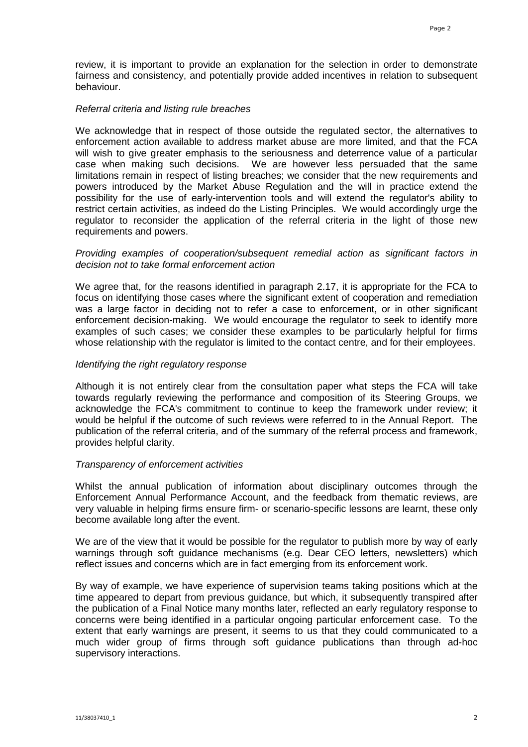review, it is important to provide an explanation for the selection in order to demonstrate fairness and consistency, and potentially provide added incentives in relation to subsequent behaviour.

*Referral criteria and listing rule breaches*

We acknowledge that in respect of those outside the regulated sector, the alternatives to enforcement action available to address market abuse are more limited, and that the FCA will wish to give greater emphasis to the seriousness and deterrence value of a particular case when making such decisions. We are however less persuaded that the same limitations remain in respect of listing breaches; we consider that the new requirements and powers introduced by the Market Abuse Regulation and the will in practice extend the possibility for the use of early-intervention tools and will extend the regulator's ability to restrict certain activities, as indeed do the Listing Principles. We would accordingly urge the regulator to reconsider the application of the referral criteria in the light of those new requirements and powers.

*Providing examples of cooperation/subsequent remedial action as significant factors in decision not to take formal enforcement action*

We agree that, for the reasons identified in paragraph 2.17, it is appropriate for the FCA to focus on identifying those cases where the significant extent of cooperation and remediation was a large factor in deciding not to refer a case to enforcement, or in other significant enforcement decision-making. We would encourage the regulator to seek to identify more examples of such cases; we consider these examples to be particularly helpful for firms whose relationship with the regulator is limited to the contact centre, and for their employees.

*Identifying the right regulatory response*

Although it is not entirely clear from the consultation paper what steps the FCA will take towards regularly reviewing the performance and composition of its Steering Groups, we acknowledge the FCA's commitment to continue to keep the framework under review; it would be helpful if the outcome of such reviews were referred to in the Annual Report. The publication of the referral criteria, and of the summary of the referral process and framework, provides helpful clarity.

*Transparency of enforcement activities*

Whilst the annual publication of information about disciplinary outcomes through the Enforcement Annual Performance Account, and the feedback from thematic reviews, are very valuable in helping firms ensure firm- or scenario-specific lessons are learnt, these only become available long after the event.

We are of the view that it would be possible for the regulator to publish more by way of early warnings through soft guidance mechanisms (e.g. Dear CEO letters, newsletters) which reflect issues and concerns which are in fact emerging from its enforcement work.

By way of example, we have experience of supervision teams taking positions which at the time appeared to depart from previous guidance, but which, it subsequently transpired after the publication of a Final Notice many months later, reflected an early regulatory response to concerns were being identified in a particular ongoing particular enforcement case. To the extent that early warnings are present, it seems to us that they could communicated to a much wider group of firms through soft guidance publications than through ad-hoc supervisory interactions.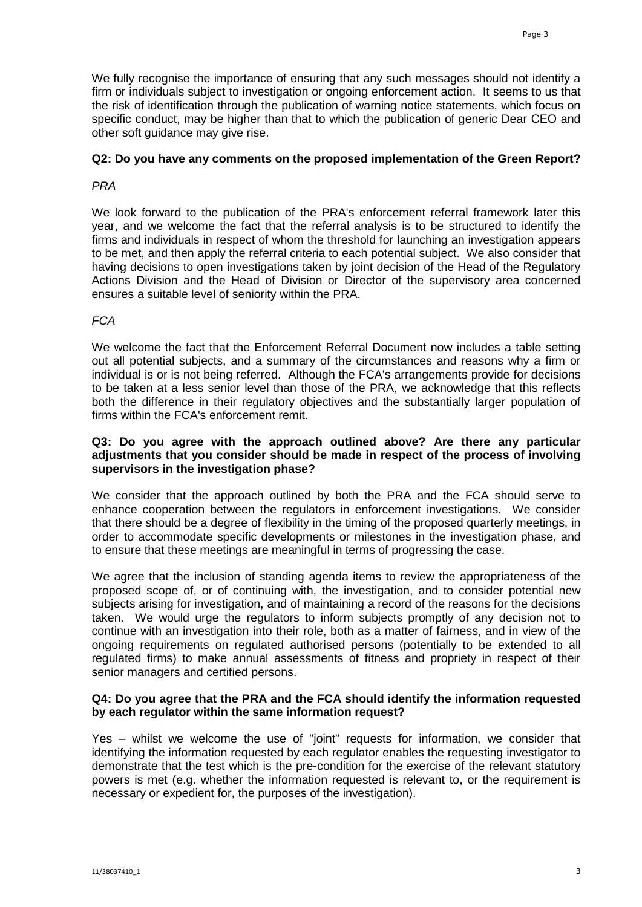We fully recognise the importance of ensuring that any such messages should not identify a firm or individuals subject to investigation or ongoing enforcement action. It seems to us that the risk of identification through the publication of warning notice statements, which focus on specific conduct, may be higher than that to which the publication of generic Dear CEO and other soft guidance may give rise.

**Q2: Do you have any comments on the proposed implementation of the Green Report?**

*PRA*

We look forward to the publication of the PRA's enforcement referral framework later this year, and we welcome the fact that the referral analysis is to be structured to identify the firms and individuals in respect of whom the threshold for launching an investigation appears to be met, and then apply the referral criteria to each potential subject. We also consider that having decisions to open investigations taken by joint decision of the Head of the Regulatory Actions Division and the Head of Division or Director of the supervisory area concerned ensures a suitable level of seniority within the PRA.

*FCA*

We welcome the fact that the Enforcement Referral Document now includes a table setting out all potential subjects, and a summary of the circumstances and reasons why a firm or individual is or is not being referred. Although the FCA's arrangements provide for decisions to be taken at a less senior level than those of the PRA, we acknowledge that this reflects both the difference in their regulatory objectives and the substantially larger population of firms within the FCA's enforcement remit.

**Q3: Do you agree with the approach outlined above? Are there any particular adjustments that you consider should be made in respect of the process of involving supervisors in the investigation phase?**

We consider that the approach outlined by both the PRA and the FCA should serve to enhance cooperation between the regulators in enforcement investigations. We consider that there should be a degree of flexibility in the timing of the proposed quarterly meetings, in order to accommodate specific developments or milestones in the investigation phase, and to ensure that these meetings are meaningful in terms of progressing the case.

We agree that the inclusion of standing agenda items to review the appropriateness of the proposed scope of, or of continuing with, the investigation, and to consider potential new subjects arising for investigation, and of maintaining a record of the reasons for the decisions taken. We would urge the regulators to inform subjects promptly of any decision not to continue with an investigation into their role, both as a matter of fairness, and in view of the ongoing requirements on regulated authorised persons (potentially to be extended to all regulated firms) to make annual assessments of fitness and propriety in respect of their senior managers and certified persons.

**Q4: Do you agree that the PRA and the FCA should identify the information requested by each regulator within the same information request?**

Yes – whilst we welcome the use of "joint" requests for information, we consider that identifying the information requested by each regulator enables the requesting investigator to demonstrate that the test which is the pre-condition for the exercise of the relevant statutory powers is met (e.g. whether the information requested is relevant to, or the requirement is necessary or expedient for, the purposes of the investigation).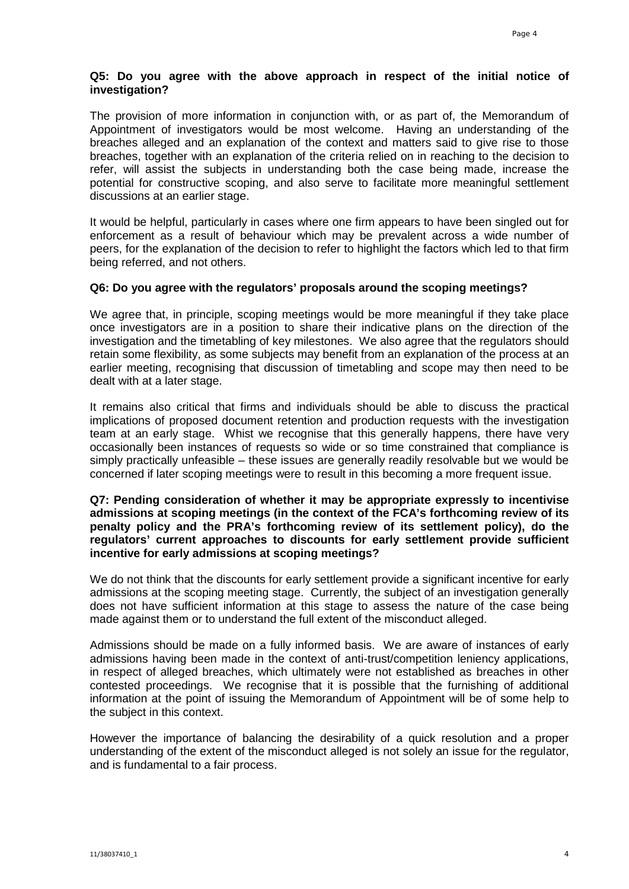**Q5: Do you agree with the above approach in respect of the initial notice of investigation?**

The provision of more information in conjunction with, or as part of, the Memorandum of Appointment of investigators would be most welcome. Having an understanding of the breaches alleged and an explanation of the context and matters said to give rise to those breaches, together with an explanation of the criteria relied on in reaching to the decision to refer, will assist the subjects in understanding both the case being made, increase the potential for constructive scoping, and also serve to facilitate more meaningful settlement discussions at an earlier stage.

It would be helpful, particularly in cases where one firm appears to have been singled out for enforcement as a result of behaviour which may be prevalent across a wide number of peers, for the explanation of the decision to refer to highlight the factors which led to that firm being referred, and not others.

**Q6: Do you agree with the regulators' proposals around the scoping meetings?**

We agree that, in principle, scoping meetings would be more meaningful if they take place once investigators are in a position to share their indicative plans on the direction of the investigation and the timetabling of key milestones. We also agree that the regulators should retain some flexibility, as some subjects may benefit from an explanation of the process at an earlier meeting, recognising that discussion of timetabling and scope may then need to be dealt with at a later stage.

It remains also critical that firms and individuals should be able to discuss the practical implications of proposed document retention and production requests with the investigation team at an early stage. Whist we recognise that this generally happens, there have very occasionally been instances of requests so wide or so time constrained that compliance is simply practically unfeasible – these issues are generally readily resolvable but we would be concerned if later scoping meetings were to result in this becoming a more frequent issue.

**Q7: Pending consideration of whether it may be appropriate expressly to incentivise admissions at scoping meetings (in the context of the FCA's forthcoming review of its penalty policy and the PRA's forthcoming review of its settlement policy), do the regulators' current approaches to discounts for early settlement provide sufficient incentive for early admissions at scoping meetings?**

We do not think that the discounts for early settlement provide a significant incentive for early admissions at the scoping meeting stage. Currently, the subject of an investigation generally does not have sufficient information at this stage to assess the nature of the case being made against them or to understand the full extent of the misconduct alleged.

Admissions should be made on a fully informed basis. We are aware of instances of early admissions having been made in the context of anti-trust/competition leniency applications, in respect of alleged breaches, which ultimately were not established as breaches in other contested proceedings. We recognise that it is possible that the furnishing of additional information at the point of issuing the Memorandum of Appointment will be of some help to the subject in this context.

However the importance of balancing the desirability of a quick resolution and a proper understanding of the extent of the misconduct alleged is not solely an issue for the regulator, and is fundamental to a fair process.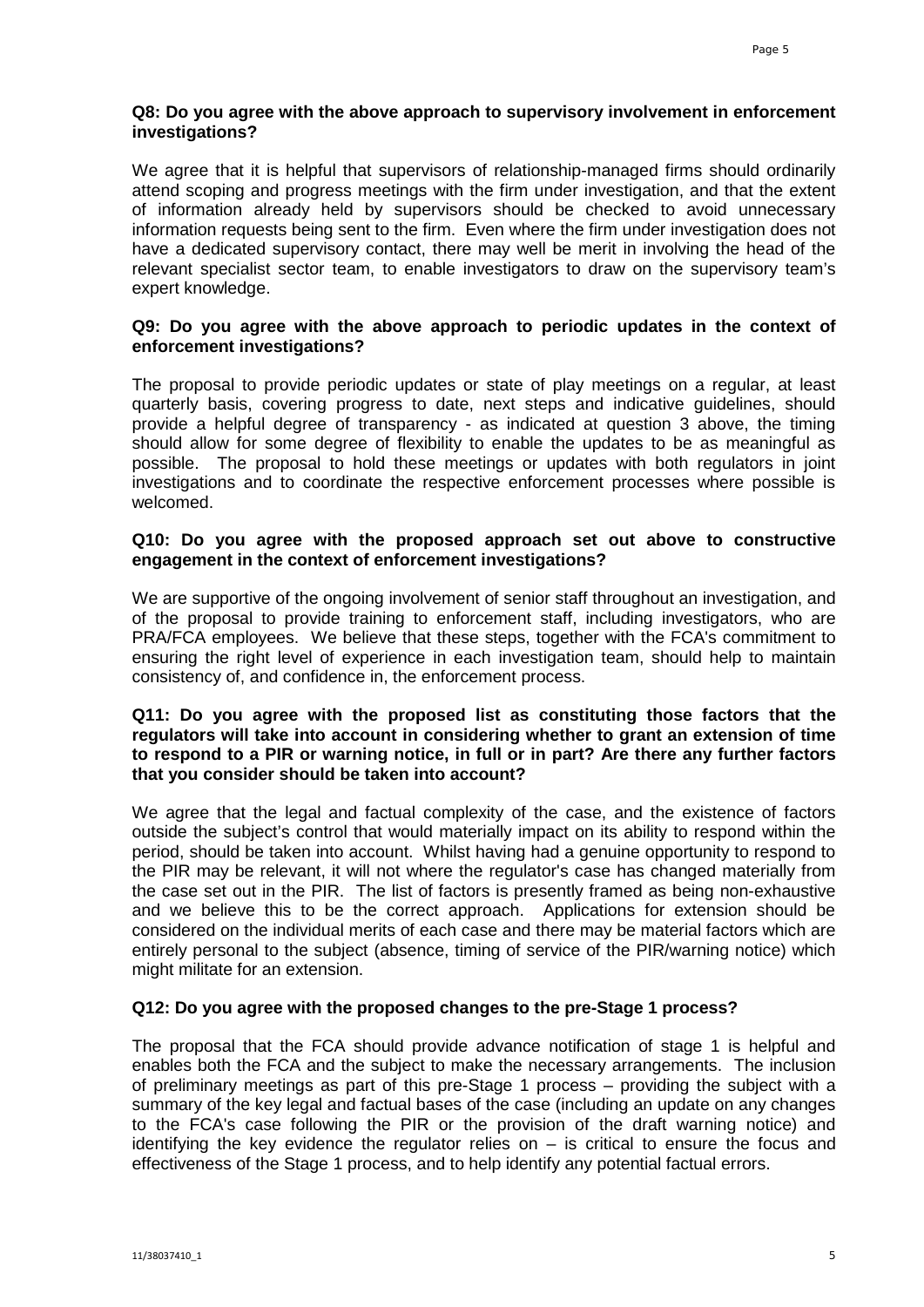**Q8: Do you agree with the above approach to supervisory involvement in enforcement investigations?**

We agree that it is helpful that supervisors of relationship-managed firms should ordinarily attend scoping and progress meetings with the firm under investigation, and that the extent of information already held by supervisors should be checked to avoid unnecessary information requests being sent to the firm. Even where the firm under investigation does not have a dedicated supervisory contact, there may well be merit in involving the head of the relevant specialist sector team, to enable investigators to draw on the supervisory team's expert knowledge.

**Q9: Do you agree with the above approach to periodic updates in the context of enforcement investigations?**

The proposal to provide periodic updates or state of play meetings on a regular, at least quarterly basis, covering progress to date, next steps and indicative guidelines, should provide a helpful degree of transparency - as indicated at question 3 above, the timing should allow for some degree of flexibility to enable the updates to be as meaningful as possible. The proposal to hold these meetings or updates with both regulators in joint investigations and to coordinate the respective enforcement processes where possible is welcomed.

**Q10: Do you agree with the proposed approach set out above to constructive engagement in the context of enforcement investigations?**

We are supportive of the ongoing involvement of senior staff throughout an investigation, and of the proposal to provide training to enforcement staff, including investigators, who are PRA/FCA employees. We believe that these steps, together with the FCA's commitment to ensuring the right level of experience in each investigation team, should help to maintain consistency of, and confidence in, the enforcement process.

**Q11: Do you agree with the proposed list as constituting those factors that the regulators will take into account in considering whether to grant an extension of time to respond to a PIR or warning notice, in full or in part? Are there any further factors that you consider should be taken into account?**

We agree that the legal and factual complexity of the case, and the existence of factors outside the subject's control that would materially impact on its ability to respond within the period, should be taken into account. Whilst having had a genuine opportunity to respond to the PIR may be relevant, it will not where the regulator's case has changed materially from the case set out in the PIR. The list of factors is presently framed as being non-exhaustive and we believe this to be the correct approach. Applications for extension should be considered on the individual merits of each case and there may be material factors which are entirely personal to the subject (absence, timing of service of the PIR/warning notice) which might militate for an extension.

**Q12: Do you agree with the proposed changes to the pre-Stage 1 process?**

The proposal that the FCA should provide advance notification of stage 1 is helpful and enables both the FCA and the subject to make the necessary arrangements. The inclusion of preliminary meetings as part of this pre-Stage 1 process – providing the subject with a summary of the key legal and factual bases of the case (including an update on any changes to the FCA's case following the PIR or the provision of the draft warning notice) and identifying the key evidence the regulator relies on – is critical to ensure the focus and effectiveness of the Stage 1 process, and to help identify any potential factual errors.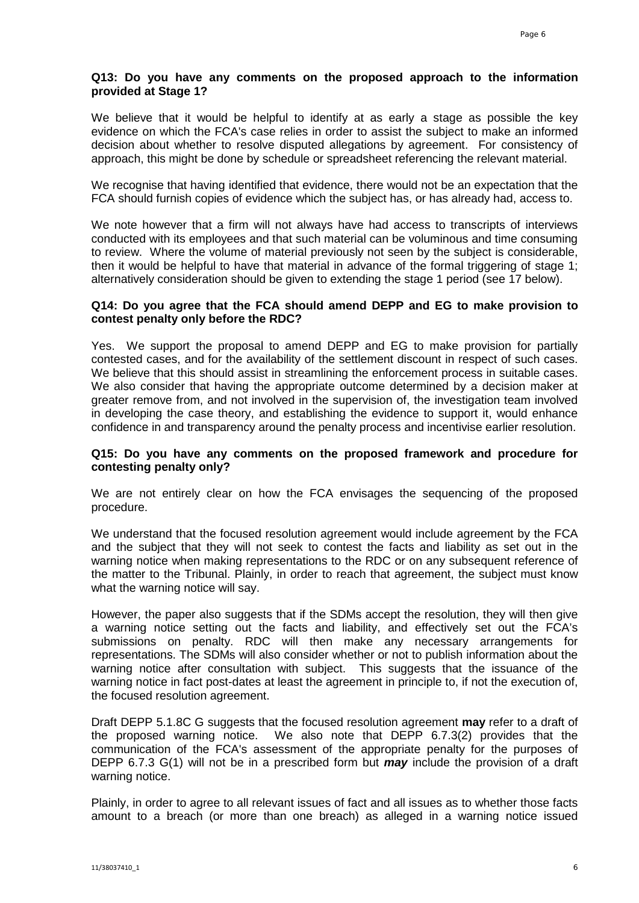**Q13: Do you have any comments on the proposed approach to the information provided at Stage 1?**

We believe that it would be helpful to identify at as early a stage as possible the key evidence on which the FCA's case relies in order to assist the subject to make an informed decision about whether to resolve disputed allegations by agreement. For consistency of approach, this might be done by schedule or spreadsheet referencing the relevant material.

We recognise that having identified that evidence, there would not be an expectation that the FCA should furnish copies of evidence which the subject has, or has already had, access to.

We note however that a firm will not always have had access to transcripts of interviews conducted with its employees and that such material can be voluminous and time consuming to review. Where the volume of material previously not seen by the subject is considerable, then it would be helpful to have that material in advance of the formal triggering of stage 1; alternatively consideration should be given to extending the stage 1 period (see 17 below).

**Q14: Do you agree that the FCA should amend DEPP and EG to make provision to contest penalty only before the RDC?**

Yes. We support the proposal to amend DEPP and EG to make provision for partially contested cases, and for the availability of the settlement discount in respect of such cases. We believe that this should assist in streamlining the enforcement process in suitable cases. We also consider that having the appropriate outcome determined by a decision maker at greater remove from, and not involved in the supervision of, the investigation team involved in developing the case theory, and establishing the evidence to support it, would enhance confidence in and transparency around the penalty process and incentivise earlier resolution.

**Q15: Do you have any comments on the proposed framework and procedure for contesting penalty only?**

We are not entirely clear on how the FCA envisages the sequencing of the proposed procedure.

We understand that the focused resolution agreement would include agreement by the FCA and the subject that they will not seek to contest the facts and liability as set out in the warning notice when making representations to the RDC or on any subsequent reference of the matter to the Tribunal. Plainly, in order to reach that agreement, the subject must know what the warning notice will say.

However, the paper also suggests that if the SDMs accept the resolution, they will then give a warning notice setting out the facts and liability, and effectively set out the FCA's submissions on penalty. RDC will then make any necessary arrangements for representations. The SDMs will also consider whether or not to publish information about the warning notice after consultation with subject. This suggests that the issuance of the warning notice in fact post-dates at least the agreement in principle to, if not the execution of, the focused resolution agreement.

Draft DEPP 5.1.8C G suggests that the focused resolution agreement **may** refer to a draft of the proposed warning notice. We also note that DEPP 6.7.3(2) provides that the communication of the FCA's assessment of the appropriate penalty for the purposes of DEPP 6.7.3 G(1) will not be in a prescribed form but ***may*** include the provision of a draft warning notice.

Plainly, in order to agree to all relevant issues of fact and all issues as to whether those facts amount to a breach (or more than one breach) as alleged in a warning notice issued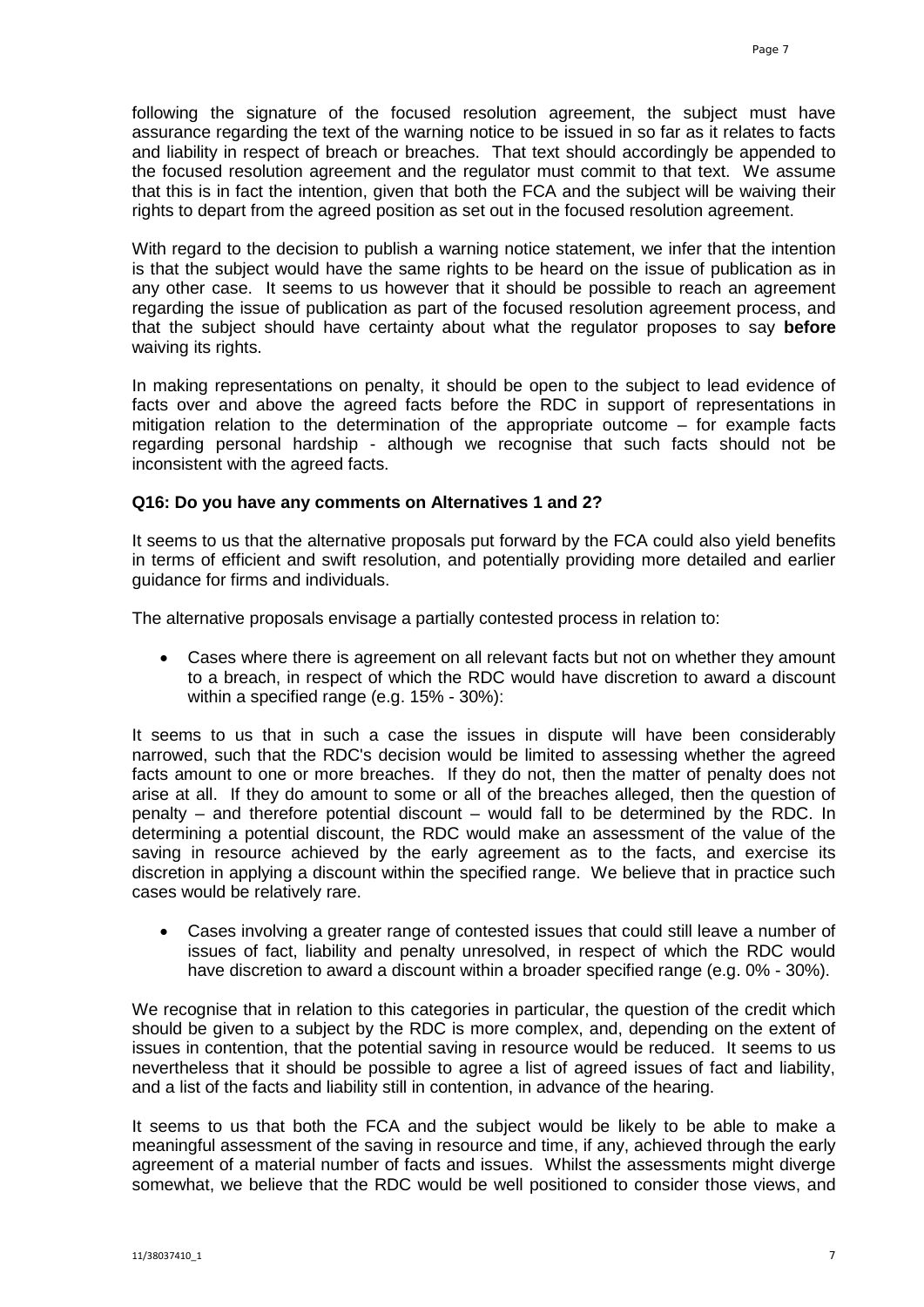following the signature of the focused resolution agreement, the subject must have assurance regarding the text of the warning notice to be issued in so far as it relates to facts and liability in respect of breach or breaches. That text should accordingly be appended to the focused resolution agreement and the regulator must commit to that text. We assume that this is in fact the intention, given that both the FCA and the subject will be waiving their rights to depart from the agreed position as set out in the focused resolution agreement.

With regard to the decision to publish a warning notice statement, we infer that the intention is that the subject would have the same rights to be heard on the issue of publication as in any other case. It seems to us however that it should be possible to reach an agreement regarding the issue of publication as part of the focused resolution agreement process, and that the subject should have certainty about what the regulator proposes to say **before** waiving its rights.

In making representations on penalty, it should be open to the subject to lead evidence of facts over and above the agreed facts before the RDC in support of representations in mitigation relation to the determination of the appropriate outcome – for example facts regarding personal hardship - although we recognise that such facts should not be inconsistent with the agreed facts.

**Q16: Do you have any comments on Alternatives 1 and 2?**

It seems to us that the alternative proposals put forward by the FCA could also yield benefits in terms of efficient and swift resolution, and potentially providing more detailed and earlier guidance for firms and individuals.

The alternative proposals envisage a partially contested process in relation to:

- Cases where there is agreement on all relevant facts but not on whether they amount to a breach, in respect of which the RDC would have discretion to award a discount within a specified range (e.g. 15% - 30%):

It seems to us that in such a case the issues in dispute will have been considerably narrowed, such that the RDC's decision would be limited to assessing whether the agreed facts amount to one or more breaches. If they do not, then the matter of penalty does not arise at all. If they do amount to some or all of the breaches alleged, then the question of penalty – and therefore potential discount – would fall to be determined by the RDC. In determining a potential discount, the RDC would make an assessment of the value of the saving in resource achieved by the early agreement as to the facts, and exercise its discretion in applying a discount within the specified range. We believe that in practice such cases would be relatively rare.

- Cases involving a greater range of contested issues that could still leave a number of issues of fact, liability and penalty unresolved, in respect of which the RDC would have discretion to award a discount within a broader specified range (e.g. 0% - 30%).

We recognise that in relation to this categories in particular, the question of the credit which should be given to a subject by the RDC is more complex, and, depending on the extent of issues in contention, that the potential saving in resource would be reduced. It seems to us nevertheless that it should be possible to agree a list of agreed issues of fact and liability, and a list of the facts and liability still in contention, in advance of the hearing.

It seems to us that both the FCA and the subject would be likely to be able to make a meaningful assessment of the saving in resource and time, if any, achieved through the early agreement of a material number of facts and issues. Whilst the assessments might diverge somewhat, we believe that the RDC would be well positioned to consider those views, and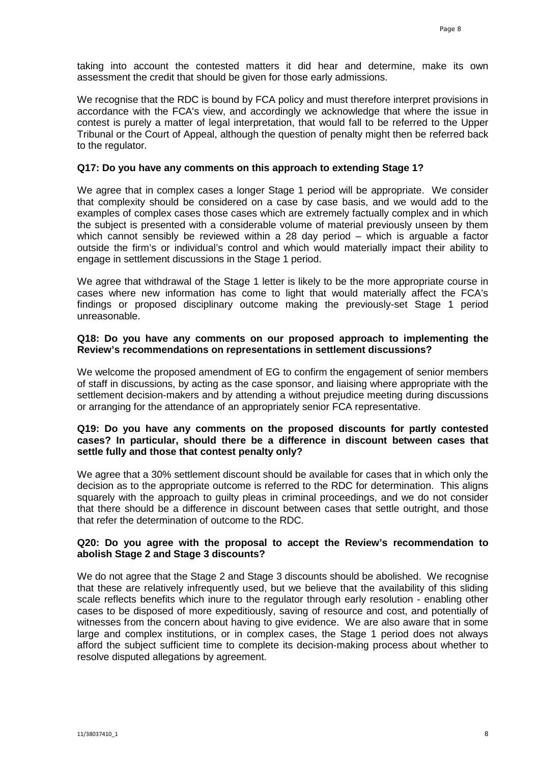taking into account the contested matters it did hear and determine, make its own assessment the credit that should be given for those early admissions.

We recognise that the RDC is bound by FCA policy and must therefore interpret provisions in accordance with the FCA's view, and accordingly we acknowledge that where the issue in contest is purely a matter of legal interpretation, that would fall to be referred to the Upper Tribunal or the Court of Appeal, although the question of penalty might then be referred back to the regulator.

**Q17: Do you have any comments on this approach to extending Stage 1?**

We agree that in complex cases a longer Stage 1 period will be appropriate. We consider that complexity should be considered on a case by case basis, and we would add to the examples of complex cases those cases which are extremely factually complex and in which the subject is presented with a considerable volume of material previously unseen by them which cannot sensibly be reviewed within a 28 day period – which is arguable a factor outside the firm's or individual's control and which would materially impact their ability to engage in settlement discussions in the Stage 1 period.

We agree that withdrawal of the Stage 1 letter is likely to be the more appropriate course in cases where new information has come to light that would materially affect the FCA's findings or proposed disciplinary outcome making the previously-set Stage 1 period unreasonable.

**Q18: Do you have any comments on our proposed approach to implementing the Review's recommendations on representations in settlement discussions?**

We welcome the proposed amendment of EG to confirm the engagement of senior members of staff in discussions, by acting as the case sponsor, and liaising where appropriate with the settlement decision-makers and by attending a without prejudice meeting during discussions or arranging for the attendance of an appropriately senior FCA representative.

**Q19: Do you have any comments on the proposed discounts for partly contested cases? In particular, should there be a difference in discount between cases that settle fully and those that contest penalty only?**

We agree that a 30% settlement discount should be available for cases that in which only the decision as to the appropriate outcome is referred to the RDC for determination. This aligns squarely with the approach to guilty pleas in criminal proceedings, and we do not consider that there should be a difference in discount between cases that settle outright, and those that refer the determination of outcome to the RDC.

**Q20: Do you agree with the proposal to accept the Review's recommendation to abolish Stage 2 and Stage 3 discounts?**

We do not agree that the Stage 2 and Stage 3 discounts should be abolished. We recognise that these are relatively infrequently used, but we believe that the availability of this sliding scale reflects benefits which inure to the regulator through early resolution - enabling other cases to be disposed of more expeditiously, saving of resource and cost, and potentially of witnesses from the concern about having to give evidence. We are also aware that in some large and complex institutions, or in complex cases, the Stage 1 period does not always afford the subject sufficient time to complete its decision-making process about whether to resolve disputed allegations by agreement.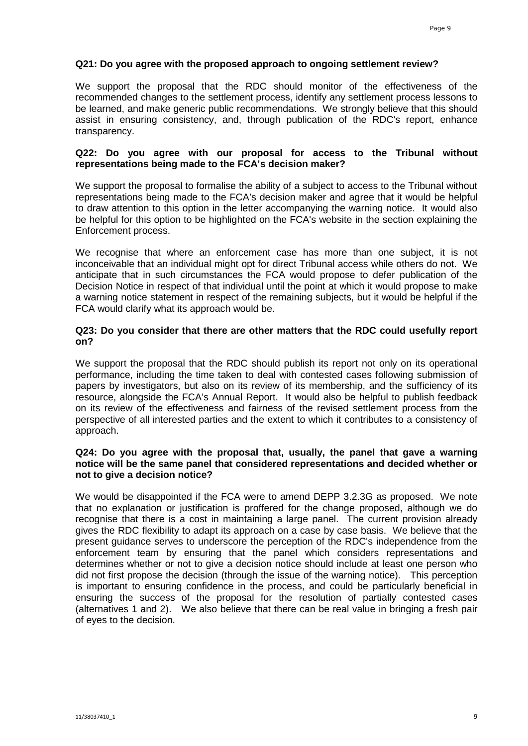**Q21: Do you agree with the proposed approach to ongoing settlement review?**

We support the proposal that the RDC should monitor of the effectiveness of the recommended changes to the settlement process, identify any settlement process lessons to be learned, and make generic public recommendations. We strongly believe that this should assist in ensuring consistency, and, through publication of the RDC's report, enhance transparency.

**Q22: Do you agree with our proposal for access to the Tribunal without representations being made to the FCA's decision maker?**

We support the proposal to formalise the ability of a subject to access to the Tribunal without representations being made to the FCA's decision maker and agree that it would be helpful to draw attention to this option in the letter accompanying the warning notice. It would also be helpful for this option to be highlighted on the FCA's website in the section explaining the Enforcement process.

We recognise that where an enforcement case has more than one subject, it is not inconceivable that an individual might opt for direct Tribunal access while others do not. We anticipate that in such circumstances the FCA would propose to defer publication of the Decision Notice in respect of that individual until the point at which it would propose to make a warning notice statement in respect of the remaining subjects, but it would be helpful if the FCA would clarify what its approach would be.

**Q23: Do you consider that there are other matters that the RDC could usefully report on?**

We support the proposal that the RDC should publish its report not only on its operational performance, including the time taken to deal with contested cases following submission of papers by investigators, but also on its review of its membership, and the sufficiency of its resource, alongside the FCA's Annual Report. It would also be helpful to publish feedback on its review of the effectiveness and fairness of the revised settlement process from the perspective of all interested parties and the extent to which it contributes to a consistency of approach.

**Q24: Do you agree with the proposal that, usually, the panel that gave a warning notice will be the same panel that considered representations and decided whether or not to give a decision notice?**

We would be disappointed if the FCA were to amend DEPP 3.2.3G as proposed. We note that no explanation or justification is proffered for the change proposed, although we do recognise that there is a cost in maintaining a large panel. The current provision already gives the RDC flexibility to adapt its approach on a case by case basis. We believe that the present guidance serves to underscore the perception of the RDC's independence from the enforcement team by ensuring that the panel which considers representations and determines whether or not to give a decision notice should include at least one person who did not first propose the decision (through the issue of the warning notice). This perception is important to ensuring confidence in the process, and could be particularly beneficial in ensuring the success of the proposal for the resolution of partially contested cases (alternatives 1 and 2). We also believe that there can be real value in bringing a fresh pair of eyes to the decision.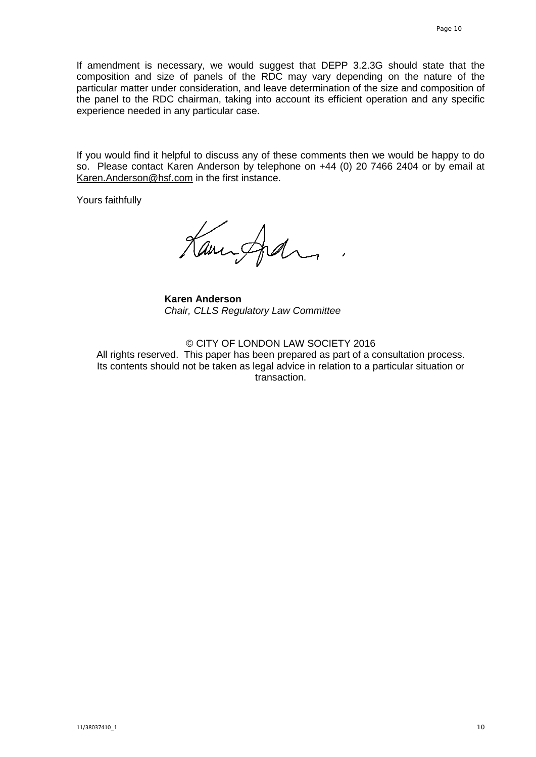If amendment is necessary, we would suggest that DEPP 3.2.3G should state that the composition and size of panels of the RDC may vary depending on the nature of the particular matter under consideration, and leave determination of the size and composition of the panel to the RDC chairman, taking into account its efficient operation and any specific experience needed in any particular case.

If you would find it helpful to discuss any of these comments then we would be happy to do so. Please contact Karen Anderson by telephone on +44 (0) 20 7466 2404 or by email at Karen.Anderson@hsf.com in the first instance.

Yours faithfully

**Karen Anderson**
*Chair, CLLS Regulatory Law Committee*

© CITY OF LONDON LAW SOCIETY 2016
All rights reserved. This paper has been prepared as part of a consultation process. Its contents should not be taken as legal advice in relation to a particular situation or transaction.

11/38037410_1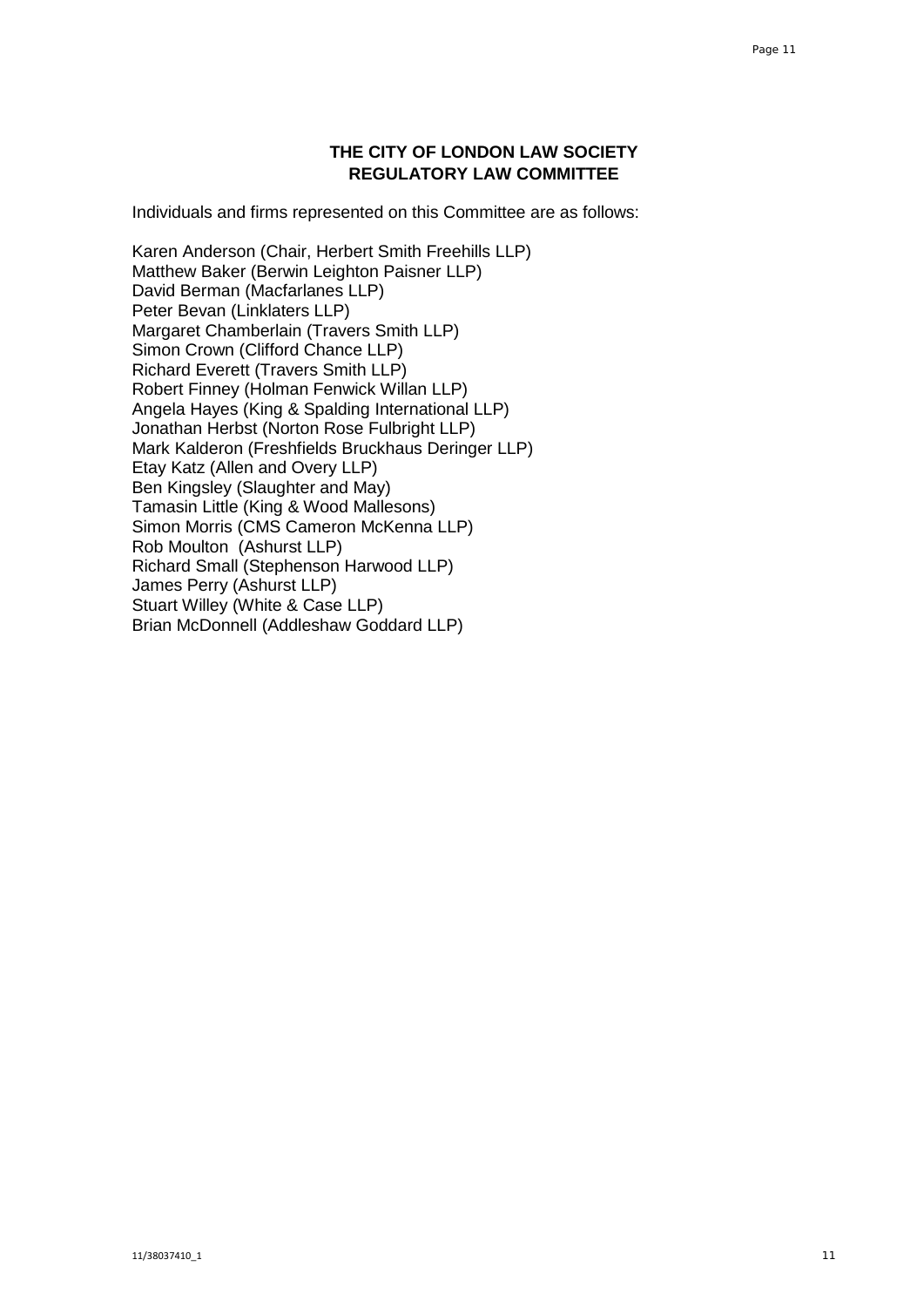**THE CITY OF LONDON LAW SOCIETY**
**REGULATORY LAW COMMITTEE**

Individuals and firms represented on this Committee are as follows:

Karen Anderson (Chair, Herbert Smith Freehills LLP)
Matthew Baker (Berwin Leighton Paisner LLP)
David Berman (Macfarlanes LLP)
Peter Bevan (Linklaters LLP)
Margaret Chamberlain (Travers Smith LLP)
Simon Crown (Clifford Chance LLP)
Richard Everett (Travers Smith LLP)
Robert Finney (Holman Fenwick Willan LLP)
Angela Hayes (King & Spalding International LLP)
Jonathan Herbst (Norton Rose Fulbright LLP)
Mark Kalderon (Freshfields Bruckhaus Deringer LLP)
Etay Katz (Allen and Overy LLP)
Ben Kingsley (Slaughter and May)
Tamasin Little (King & Wood Mallesons)
Simon Morris (CMS Cameron McKenna LLP)
Rob Moulton (Ashurst LLP)
Richard Small (Stephenson Harwood LLP)
James Perry (Ashurst LLP)
Stuart Willey (White & Case LLP)
Brian McDonnell (Addleshaw Goddard LLP)